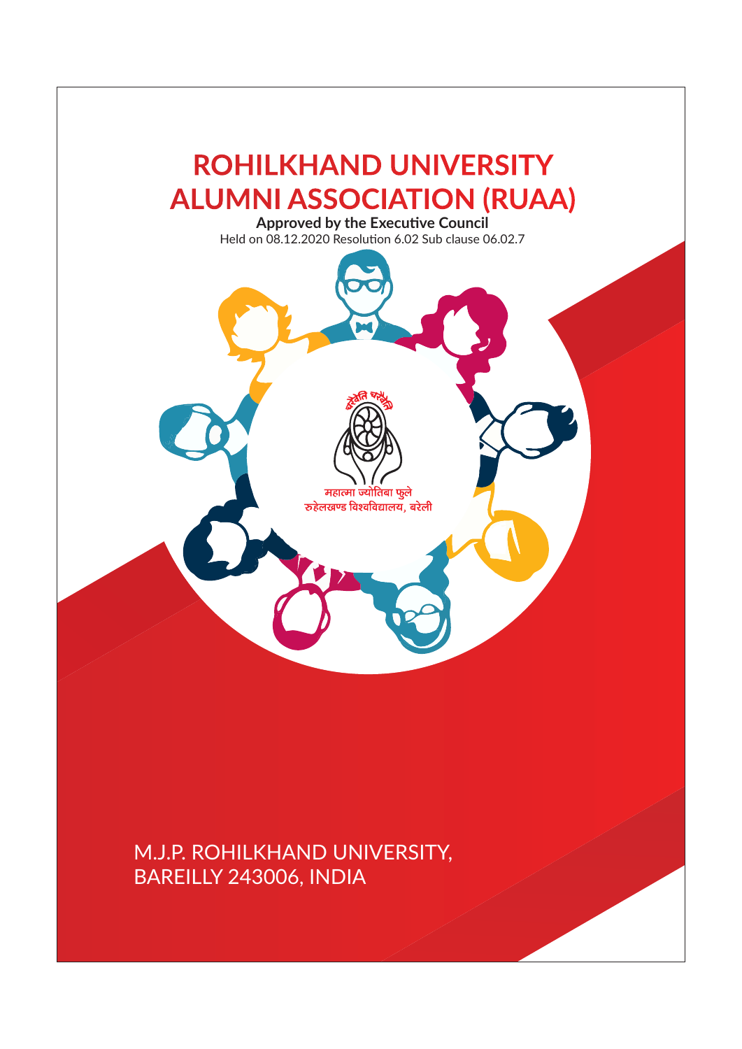# ROHILKHAND UNIVERSITY ALUMNI ASSOCIATION (RUAA)

**Approved by the Executive Council**

Held on 08.12.2020 Resolution 6.02 Sub clause 06.02.7

चरैवेति चरैवेति

महात्मा ज्योतिबा फुले
रुहेलखण्ड विश्वविद्यालय, बरेली

M.J.P. ROHILKHAND UNIVERSITY,
BAREILLY 243006, INDIA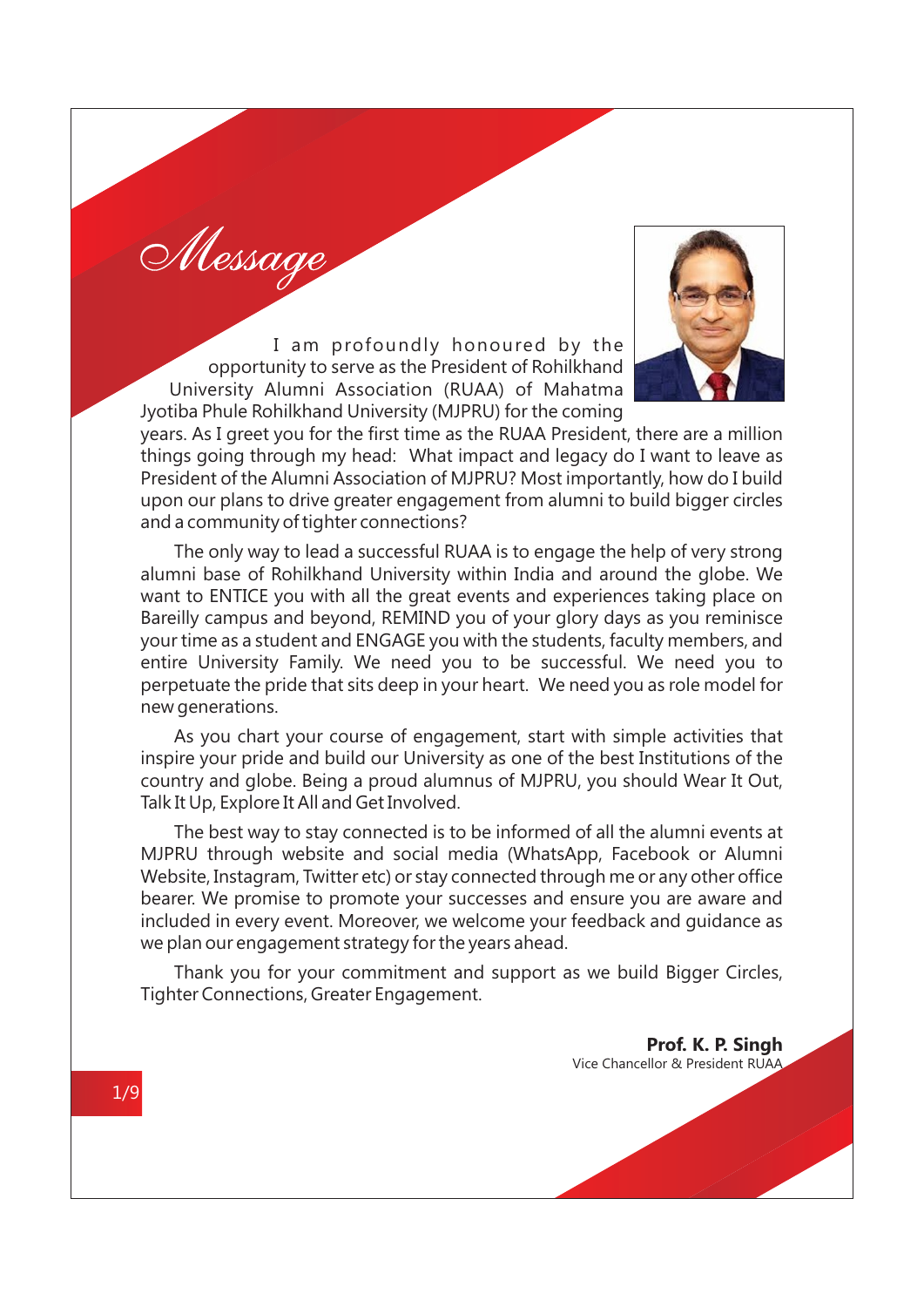# Message

I am profoundly honoured by the opportunity to serve as the President of Rohilkhand University Alumni Association (RUAA) of Mahatma Jyotiba Phule Rohilkhand University (MJPRU) for the coming years. As I greet you for the first time as the RUAA President, there are a million things going through my head: What impact and legacy do I want to leave as President of the Alumni Association of MJPRU? Most importantly, how do I build upon our plans to drive greater engagement from alumni to build bigger circles and a community of tighter connections?

The only way to lead a successful RUAA is to engage the help of very strong alumni base of Rohilkhand University within India and around the globe. We want to ENTICE you with all the great events and experiences taking place on Bareilly campus and beyond, REMIND you of your glory days as you reminisce your time as a student and ENGAGE you with the students, faculty members, and entire University Family. We need you to be successful. We need you to perpetuate the pride that sits deep in your heart. We need you as role model for new generations.

As you chart your course of engagement, start with simple activities that inspire your pride and build our University as one of the best Institutions of the country and globe. Being a proud alumnus of MJPRU, you should Wear It Out, Talk It Up, Explore It All and Get Involved.

The best way to stay connected is to be informed of all the alumni events at MJPRU through website and social media (WhatsApp, Facebook or Alumni Website, Instagram, Twitter etc) or stay connected through me or any other office bearer. We promise to promote your successes and ensure you are aware and included in every event. Moreover, we welcome your feedback and guidance as we plan our engagement strategy for the years ahead.

Thank you for your commitment and support as we build Bigger Circles, Tighter Connections, Greater Engagement.

**Prof. K. P. Singh**
Vice Chancellor & President RUAA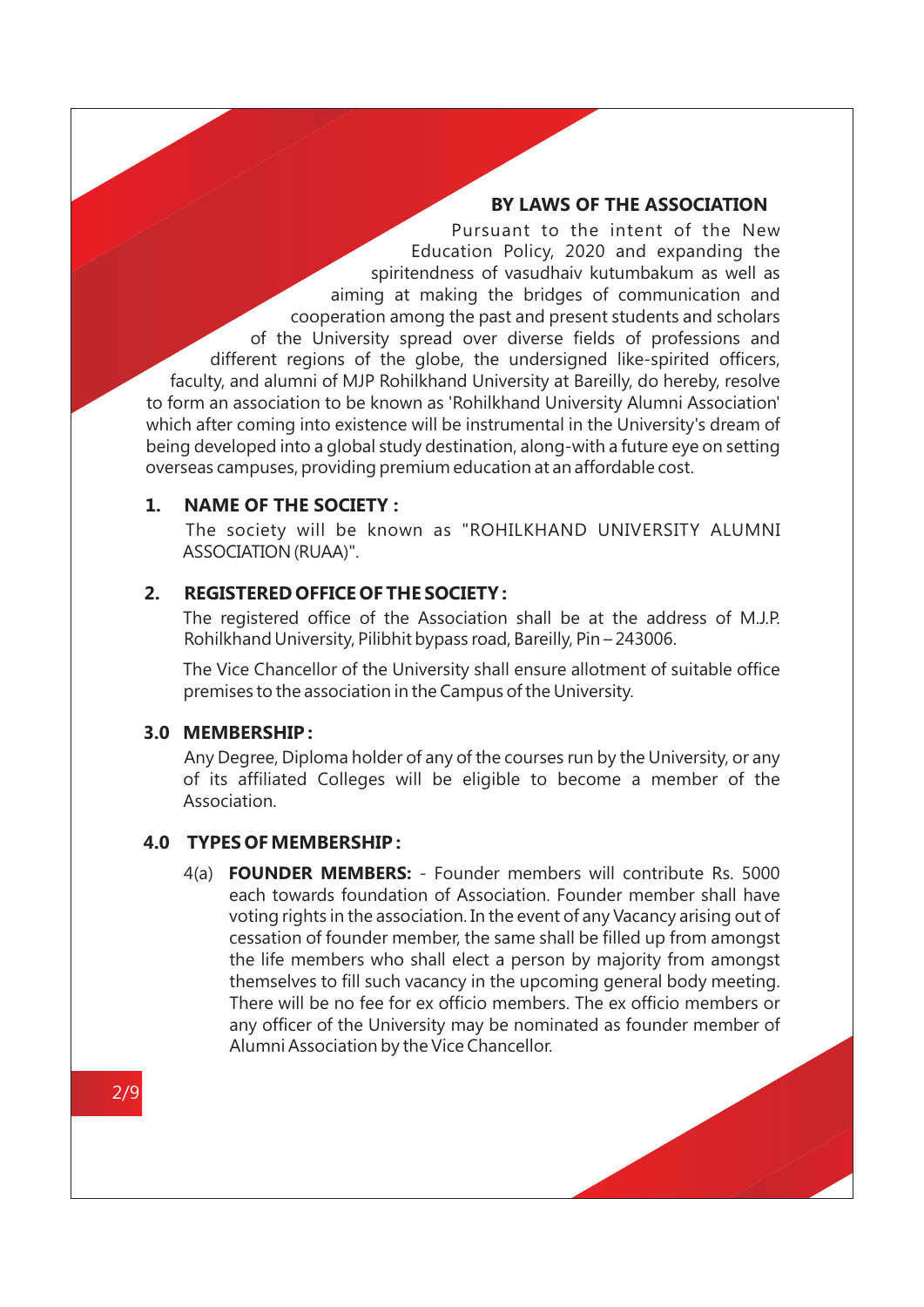## BY LAWS OF THE ASSOCIATION

Pursuant to the intent of the New Education Policy, 2020 and expanding the spiritendness of vasudhaiv kutumbakum as well as aiming at making the bridges of communication and cooperation among the past and present students and scholars of the University spread over diverse fields of professions and different regions of the globe, the undersigned like-spirited officers, faculty, and alumni of MJP Rohilkhand University at Bareilly, do hereby, resolve to form an association to be known as 'Rohilkhand University Alumni Association' which after coming into existence will be instrumental in the University's dream of being developed into a global study destination, along-with a future eye on setting overseas campuses, providing premium education at an affordable cost.

### 1. NAME OF THE SOCIETY :

The society will be known as "ROHILKHAND UNIVERSITY ALUMNI ASSOCIATION (RUAA)".

### 2. REGISTERED OFFICE OF THE SOCIETY :

The registered office of the Association shall be at the address of M.J.P. Rohilkhand University, Pilibhit bypass road, Bareilly, Pin – 243006.

The Vice Chancellor of the University shall ensure allotment of suitable office premises to the association in the Campus of the University.

### 3.0 MEMBERSHIP :

Any Degree, Diploma holder of any of the courses run by the University, or any of its affiliated Colleges will be eligible to become a member of the Association.

### 4.0 TYPES OF MEMBERSHIP :

4(a) **FOUNDER MEMBERS:** - Founder members will contribute Rs. 5000 each towards foundation of Association. Founder member shall have voting rights in the association. In the event of any Vacancy arising out of cessation of founder member, the same shall be filled up from amongst the life members who shall elect a person by majority from amongst themselves to fill such vacancy in the upcoming general body meeting. There will be no fee for ex officio members. The ex officio members or any officer of the University may be nominated as founder member of Alumni Association by the Vice Chancellor.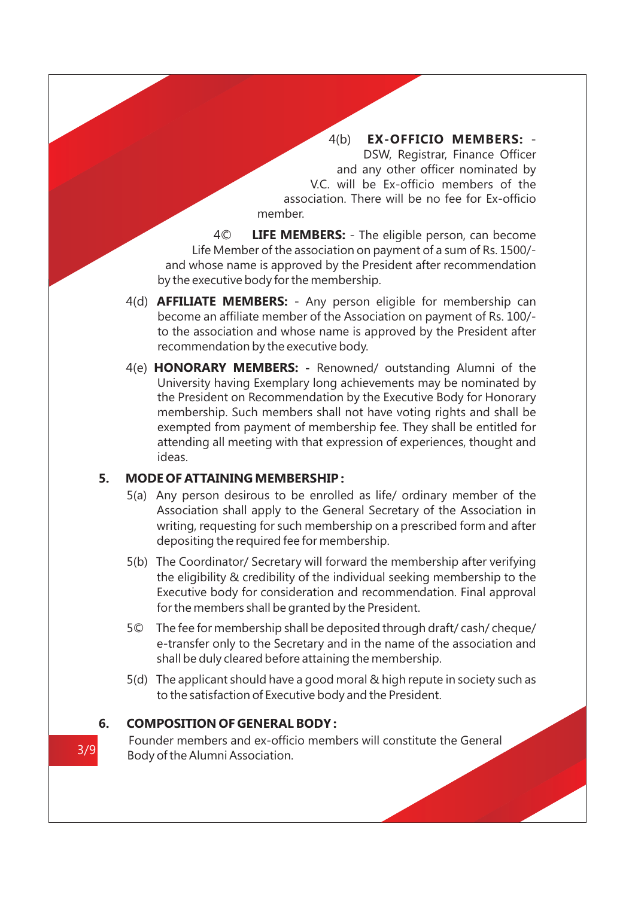4(b) **EX-OFFICIO MEMBERS:** - DSW, Registrar, Finance Officer and any other officer nominated by V.C. will be Ex-officio members of the association. There will be no fee for Ex-officio member.

4© **LIFE MEMBERS:** - The eligible person, can become Life Member of the association on payment of a sum of Rs. 1500/- and whose name is approved by the President after recommendation by the executive body for the membership.

4(d) **AFFILIATE MEMBERS:** - Any person eligible for membership can become an affiliate member of the Association on payment of Rs. 100/- to the association and whose name is approved by the President after recommendation by the executive body.

4(e) **HONORARY MEMBERS: -** Renowned/ outstanding Alumni of the University having Exemplary long achievements may be nominated by the President on Recommendation by the Executive Body for Honorary membership. Such members shall not have voting rights and shall be exempted from payment of membership fee. They shall be entitled for attending all meeting with that expression of experiences, thought and ideas.

## 5. MODE OF ATTAINING MEMBERSHIP :

5(a) Any person desirous to be enrolled as life/ ordinary member of the Association shall apply to the General Secretary of the Association in writing, requesting for such membership on a prescribed form and after depositing the required fee for membership.

5(b) The Coordinator/ Secretary will forward the membership after verifying the eligibility & credibility of the individual seeking membership to the Executive body for consideration and recommendation. Final approval for the members shall be granted by the President.

5© The fee for membership shall be deposited through draft/ cash/ cheque/ e-transfer only to the Secretary and in the name of the association and shall be duly cleared before attaining the membership.

5(d) The applicant should have a good moral & high repute in society such as to the satisfaction of Executive body and the President.

## 6. COMPOSITION OF GENERAL BODY :

Founder members and ex-officio members will constitute the General Body of the Alumni Association.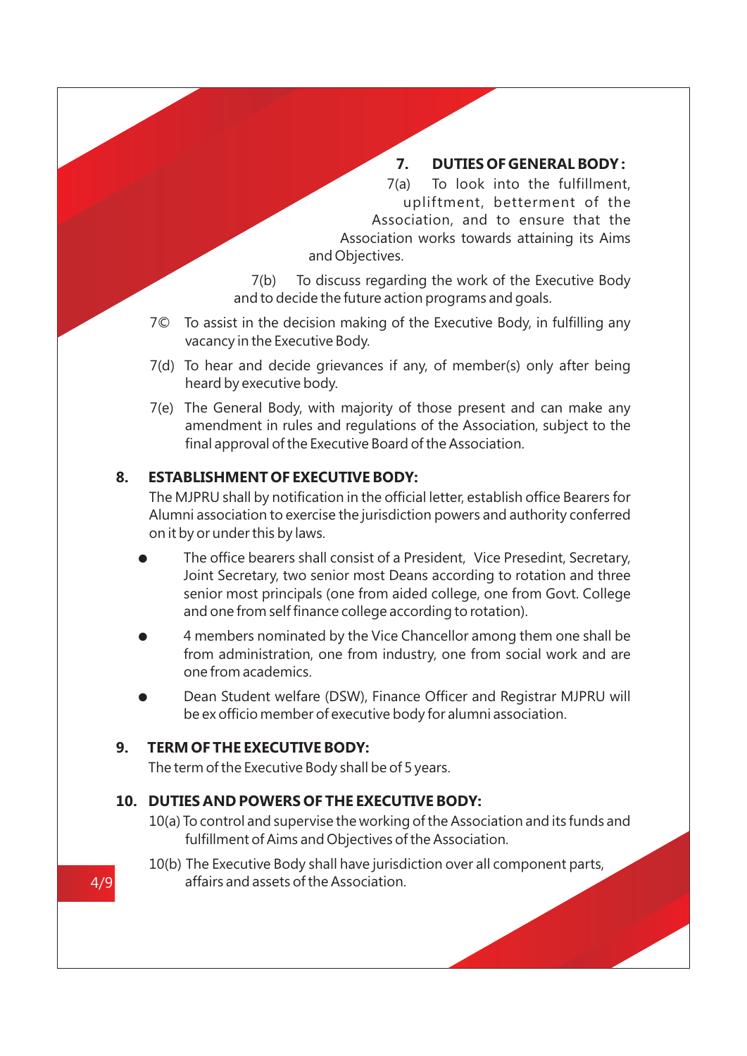## 7. DUTIES OF GENERAL BODY :

7(a) To look into the fulfillment, upliftment, betterment of the Association, and to ensure that the Association works towards attaining its Aims and Objectives.

7(b) To discuss regarding the work of the Executive Body and to decide the future action programs and goals.

7© To assist in the decision making of the Executive Body, in fulfilling any vacancy in the Executive Body.

7(d) To hear and decide grievances if any, of member(s) only after being heard by executive body.

7(e) The General Body, with majority of those present and can make any amendment in rules and regulations of the Association, subject to the final approval of the Executive Board of the Association.

## 8. ESTABLISHMENT OF EXECUTIVE BODY:

The MJPRU shall by notification in the official letter, establish office Bearers for Alumni association to exercise the jurisdiction powers and authority conferred on it by or under this by laws.

- The office bearers shall consist of a President, Vice Presedint, Secretary, Joint Secretary, two senior most Deans according to rotation and three senior most principals (one from aided college, one from Govt. College and one from self finance college according to rotation).
- 4 members nominated by the Vice Chancellor among them one shall be from administration, one from industry, one from social work and are one from academics.
- Dean Student welfare (DSW), Finance Officer and Registrar MJPRU will be ex officio member of executive body for alumni association.

## 9. TERM OF THE EXECUTIVE BODY:

The term of the Executive Body shall be of 5 years.

## 10. DUTIES AND POWERS OF THE EXECUTIVE BODY:

10(a) To control and supervise the working of the Association and its funds and fulfillment of Aims and Objectives of the Association.

10(b) The Executive Body shall have jurisdiction over all component parts, affairs and assets of the Association.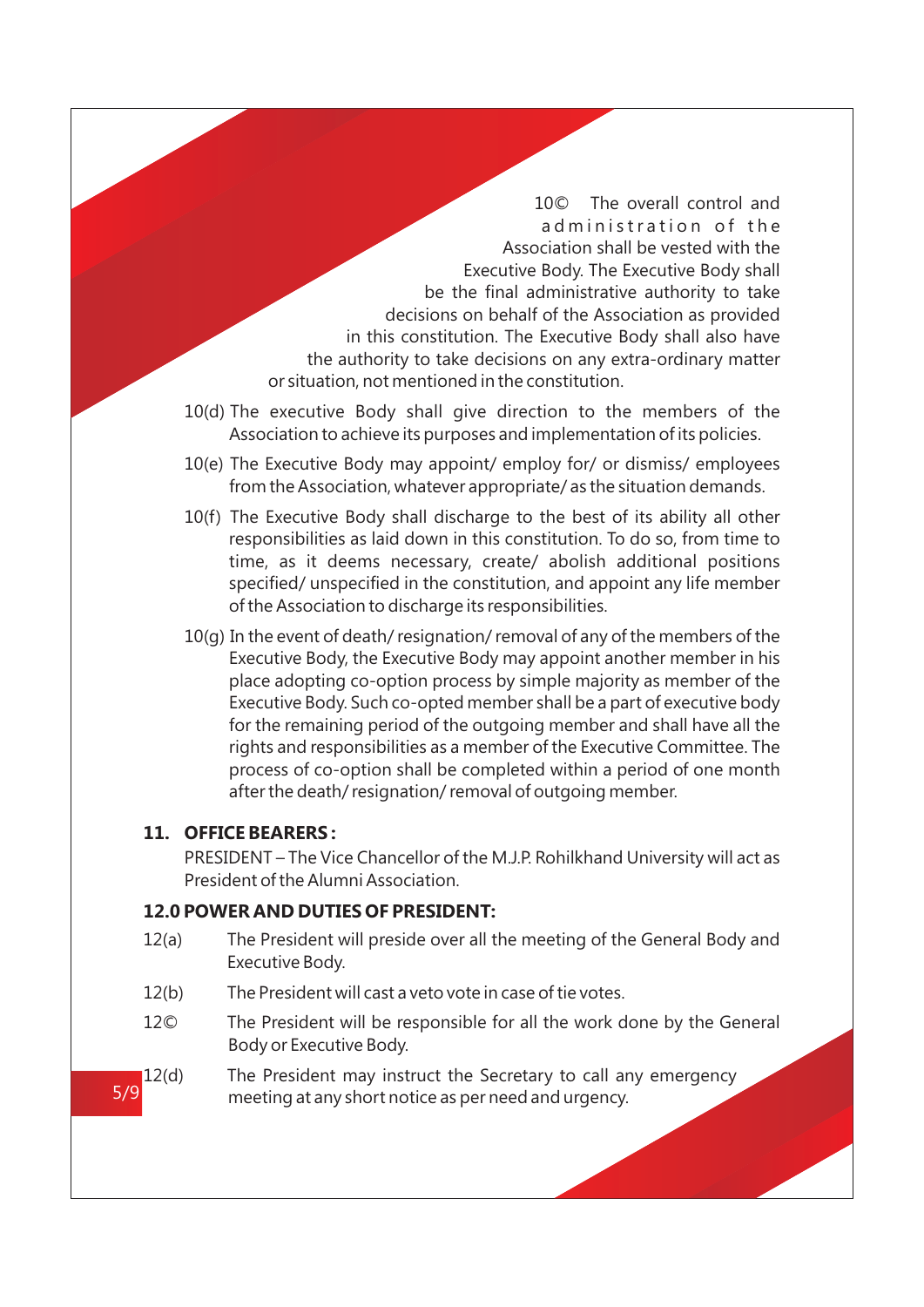10© The overall control and administration of the Association shall be vested with the Executive Body. The Executive Body shall be the final administrative authority to take decisions on behalf of the Association as provided in this constitution. The Executive Body shall also have the authority to take decisions on any extra-ordinary matter or situation, not mentioned in the constitution.

10(d) The executive Body shall give direction to the members of the Association to achieve its purposes and implementation of its policies.

10(e) The Executive Body may appoint/ employ for/ or dismiss/ employees from the Association, whatever appropriate/ as the situation demands.

10(f) The Executive Body shall discharge to the best of its ability all other responsibilities as laid down in this constitution. To do so, from time to time, as it deems necessary, create/ abolish additional positions specified/ unspecified in the constitution, and appoint any life member of the Association to discharge its responsibilities.

10(g) In the event of death/ resignation/ removal of any of the members of the Executive Body, the Executive Body may appoint another member in his place adopting co-option process by simple majority as member of the Executive Body. Such co-opted member shall be a part of executive body for the remaining period of the outgoing member and shall have all the rights and responsibilities as a member of the Executive Committee. The process of co-option shall be completed within a period of one month after the death/ resignation/ removal of outgoing member.

## 11. OFFICE BEARERS :

PRESIDENT – The Vice Chancellor of the M.J.P. Rohilkhand University will act as President of the Alumni Association.

## 12.0 POWER AND DUTIES OF PRESIDENT:

12(a) The President will preside over all the meeting of the General Body and Executive Body.

12(b) The President will cast a veto vote in case of tie votes.

12© The President will be responsible for all the work done by the General Body or Executive Body.

12(d) The President may instruct the Secretary to call any emergency meeting at any short notice as per need and urgency.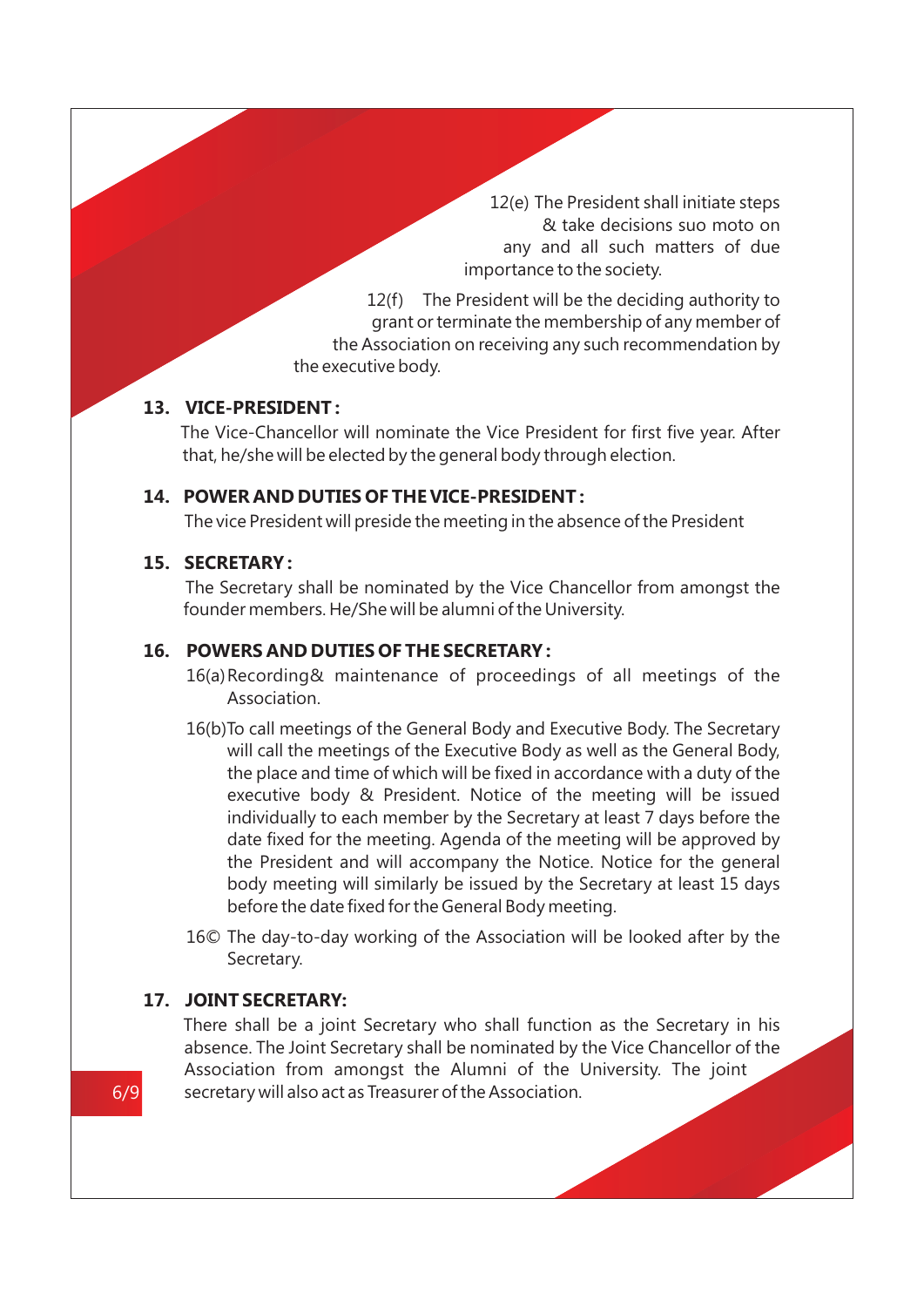12(e) The President shall initiate steps & take decisions suo moto on any and all such matters of due importance to the society.

12(f) The President will be the deciding authority to grant or terminate the membership of any member of the Association on receiving any such recommendation by the executive body.

## 13. VICE-PRESIDENT :

The Vice-Chancellor will nominate the Vice President for first five year. After that, he/she will be elected by the general body through election.

## 14. POWER AND DUTIES OF THE VICE-PRESIDENT :

The vice President will preside the meeting in the absence of the President

## 15. SECRETARY :

The Secretary shall be nominated by the Vice Chancellor from amongst the founder members. He/She will be alumni of the University.

## 16. POWERS AND DUTIES OF THE SECRETARY :

16(a) Recording& maintenance of proceedings of all meetings of the Association.

16(b)To call meetings of the General Body and Executive Body. The Secretary will call the meetings of the Executive Body as well as the General Body, the place and time of which will be fixed in accordance with a duty of the executive body & President. Notice of the meeting will be issued individually to each member by the Secretary at least 7 days before the date fixed for the meeting. Agenda of the meeting will be approved by the President and will accompany the Notice. Notice for the general body meeting will similarly be issued by the Secretary at least 15 days before the date fixed for the General Body meeting.

16© The day-to-day working of the Association will be looked after by the Secretary.

## 17. JOINT SECRETARY:

There shall be a joint Secretary who shall function as the Secretary in his absence. The Joint Secretary shall be nominated by the Vice Chancellor of the Association from amongst the Alumni of the University. The joint secretary will also act as Treasurer of the Association.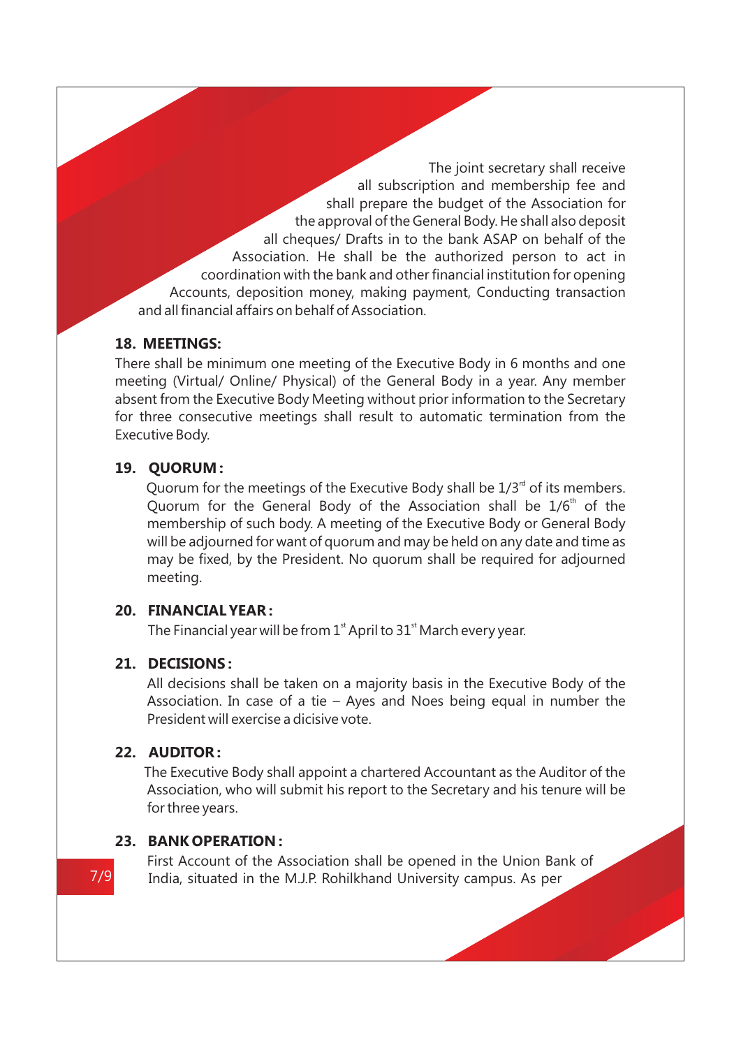The joint secretary shall receive all subscription and membership fee and shall prepare the budget of the Association for the approval of the General Body. He shall also deposit all cheques/ Drafts in to the bank ASAP on behalf of the Association. He shall be the authorized person to act in coordination with the bank and other financial institution for opening Accounts, deposition money, making payment, Conducting transaction and all financial affairs on behalf of Association.

## 18. MEETINGS:

There shall be minimum one meeting of the Executive Body in 6 months and one meeting (Virtual/ Online/ Physical) of the General Body in a year. Any member absent from the Executive Body Meeting without prior information to the Secretary for three consecutive meetings shall result to automatic termination from the Executive Body.

## 19. QUORUM :

Quorum for the meetings of the Executive Body shall be 1/3rd of its members. Quorum for the General Body of the Association shall be 1/6th of the membership of such body. A meeting of the Executive Body or General Body will be adjourned for want of quorum and may be held on any date and time as may be fixed, by the President. No quorum shall be required for adjourned meeting.

## 20. FINANCIAL YEAR :

The Financial year will be from 1st April to 31st March every year.

## 21. DECISIONS :

All decisions shall be taken on a majority basis in the Executive Body of the Association. In case of a tie – Ayes and Noes being equal in number the President will exercise a dicisive vote.

## 22. AUDITOR :

The Executive Body shall appoint a chartered Accountant as the Auditor of the Association, who will submit his report to the Secretary and his tenure will be for three years.

## 23. BANK OPERATION :

First Account of the Association shall be opened in the Union Bank of India, situated in the M.J.P. Rohilkhand University campus. As per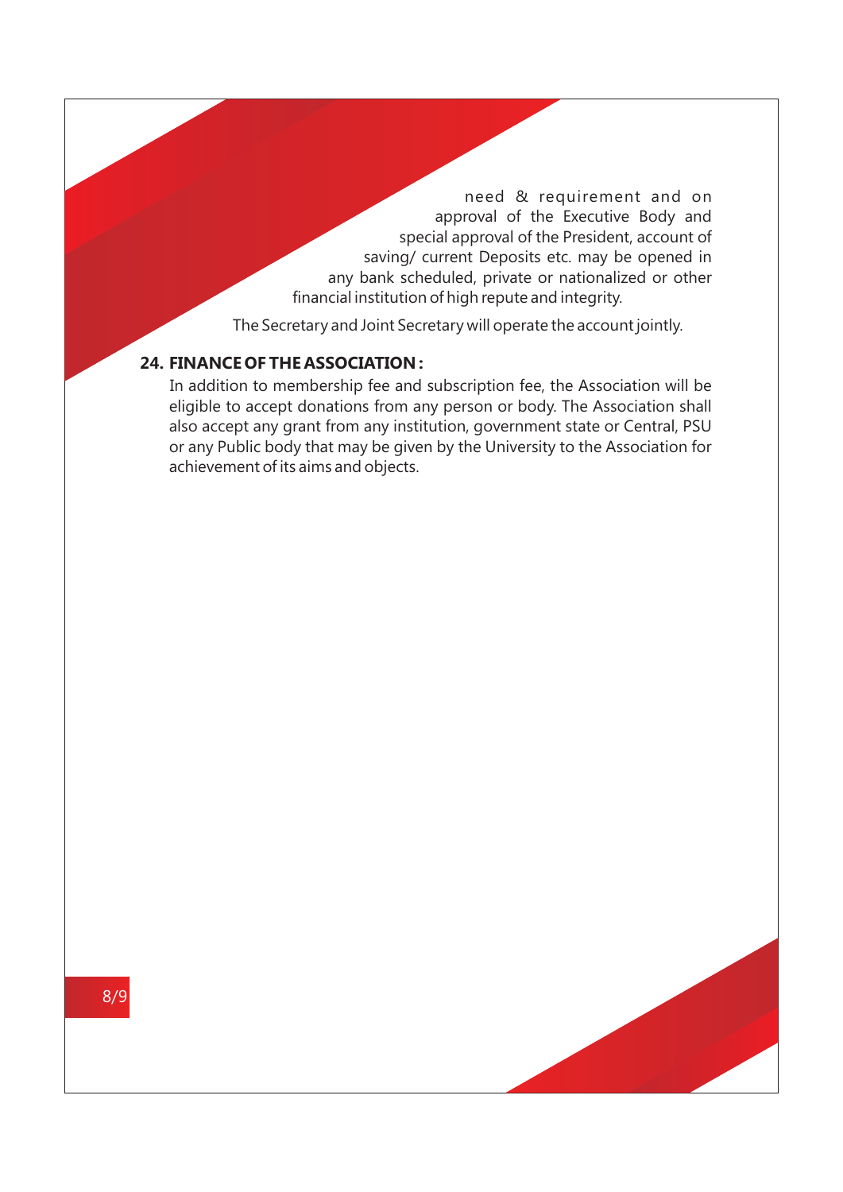need & requirement and on approval of the Executive Body and special approval of the President, account of saving/ current Deposits etc. may be opened in any bank scheduled, private or nationalized or other financial institution of high repute and integrity.

The Secretary and Joint Secretary will operate the account jointly.

**24. FINANCE OF THE ASSOCIATION :**

In addition to membership fee and subscription fee, the Association will be eligible to accept donations from any person or body. The Association shall also accept any grant from any institution, government state or Central, PSU or any Public body that may be given by the University to the Association for achievement of its aims and objects.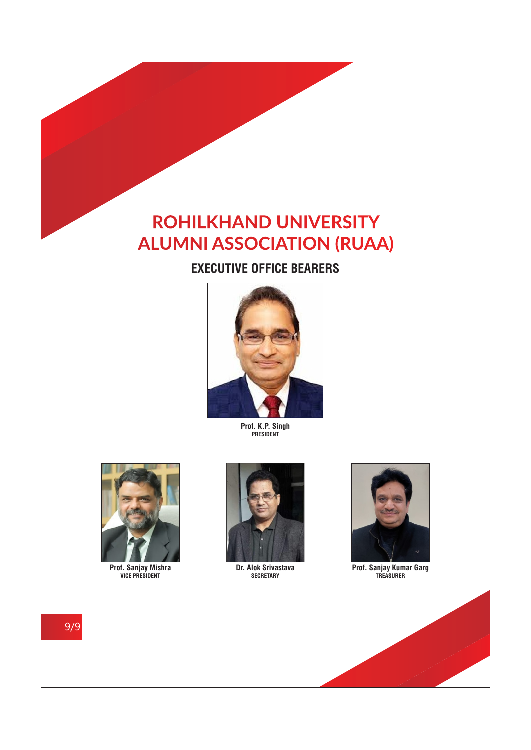# ROHILKHAND UNIVERSITY ALUMNI ASSOCIATION (RUAA)

## EXECUTIVE OFFICE BEARERS

**Prof. K.P. Singh**
PRESIDENT

**Prof. Sanjay Mishra**
VICE PRESIDENT

**Dr. Alok Srivastava**
SECRETARY

**Prof. Sanjay Kumar Garg**
TREASURER